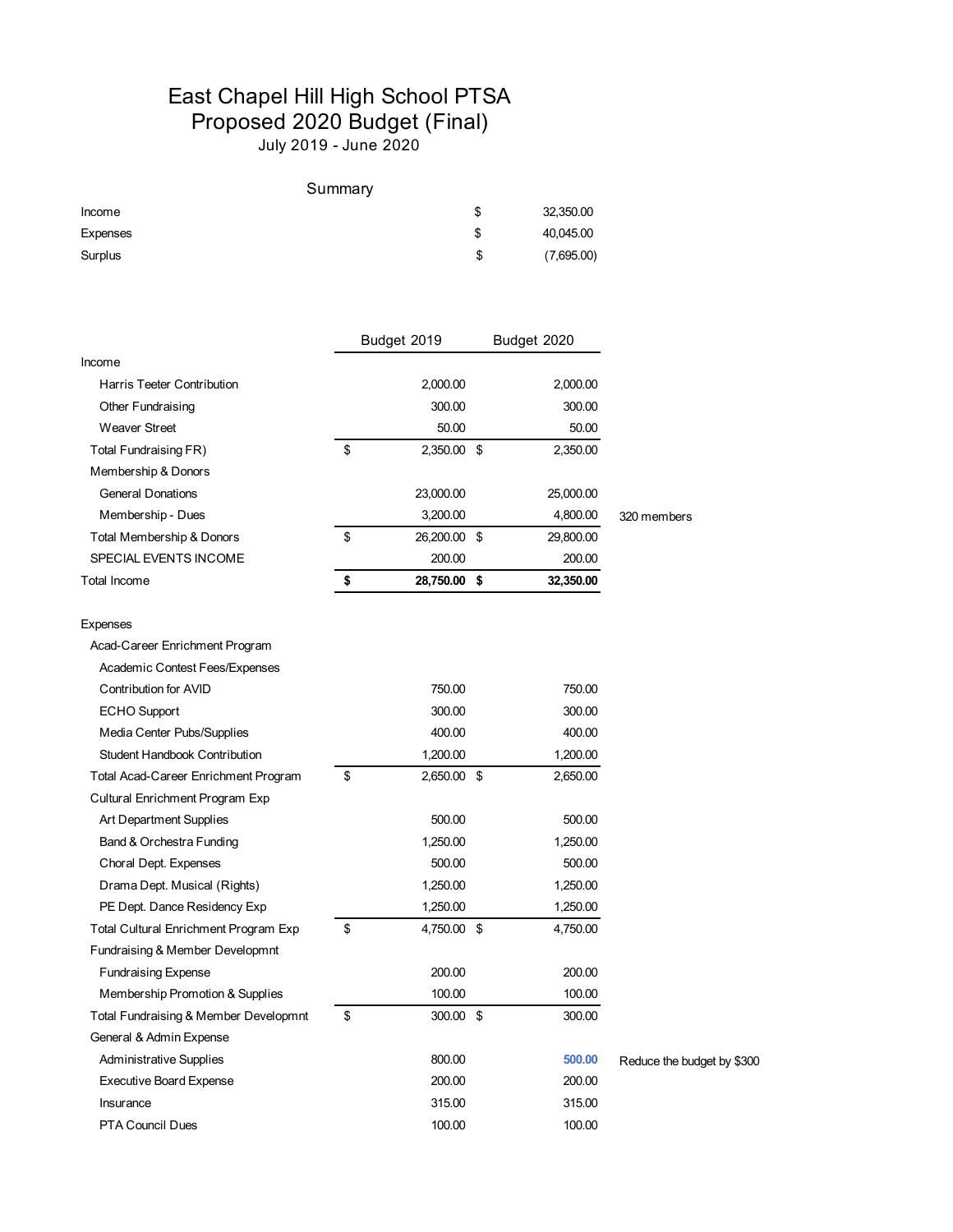# East Chapel Hill High School PTSA
## Proposed 2020 Budget (Final)
July 2019 - June 2020

### Summary

| | | |
|---|---|---|
| Income | $ | 32,350.00 |
| Expenses | $ | 40,045.00 |
| Surplus | $ | (7,695.00) |

| | Budget 2019 | Budget 2020 | |
|---|---|---|---|
| Income | | | |
| Harris Teeter Contribution | 2,000.00 | 2,000.00 | |
| Other Fundraising | 300.00 | 300.00 | |
| Weaver Street | 50.00 | 50.00 | |
| Total Fundraising FR) | $ 2,350.00 | $ 2,350.00 | |
| Membership & Donors | | | |
| General Donations | 23,000.00 | 25,000.00 | |
| Membership - Dues | 3,200.00 | 4,800.00 | 320 members |
| Total Membership & Donors | $ 26,200.00 | $ 29,800.00 | |
| SPECIAL EVENTS INCOME | 200.00 | 200.00 | |
| **Total Income** | **$ 28,750.00** | **$ 32,350.00** | |
| Expenses | | | |
| Acad-Career Enrichment Program | | | |
| Academic Contest Fees/Expenses | | | |
| Contribution for AVID | 750.00 | 750.00 | |
| ECHO Support | 300.00 | 300.00 | |
| Media Center Pubs/Supplies | 400.00 | 400.00 | |
| Student Handbook Contribution | 1,200.00 | 1,200.00 | |
| Total Acad-Career Enrichment Program | $ 2,650.00 | $ 2,650.00 | |
| Cultural Enrichment Program Exp | | | |
| Art Department Supplies | 500.00 | 500.00 | |
| Band & Orchestra Funding | 1,250.00 | 1,250.00 | |
| Choral Dept. Expenses | 500.00 | 500.00 | |
| Drama Dept. Musical (Rights) | 1,250.00 | 1,250.00 | |
| PE Dept. Dance Residency Exp | 1,250.00 | 1,250.00 | |
| Total Cultural Enrichment Program Exp | $ 4,750.00 | $ 4,750.00 | |
| Fundraising & Member Developmnt | | | |
| Fundraising Expense | 200.00 | 200.00 | |
| Membership Promotion & Supplies | 100.00 | 100.00 | |
| Total Fundraising & Member Developmnt | $ 300.00 | $ 300.00 | |
| General & Admin Expense | | | |
| Administrative Supplies | 800.00 | 500.00 | Reduce the budget by $300 |
| Executive Board Expense | 200.00 | 200.00 | |
| Insurance | 315.00 | 315.00 | |
| PTA Council Dues | 100.00 | 100.00 | |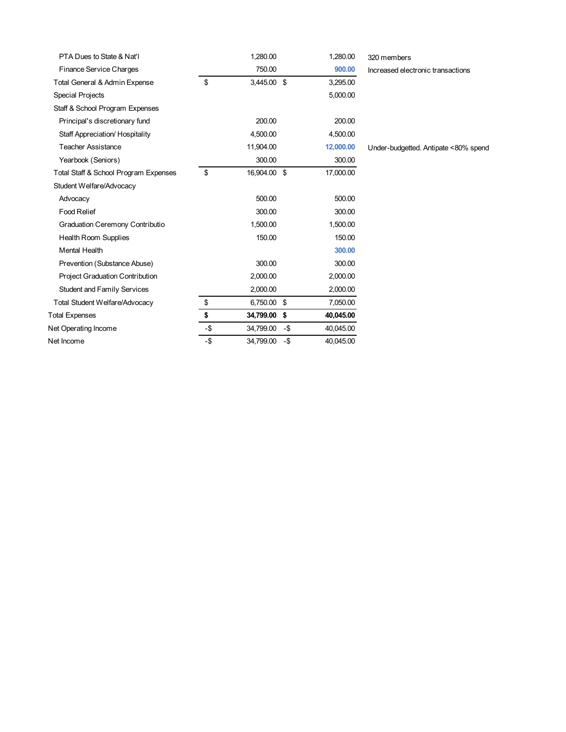| | | | |
|---|---|---|---|
| PTA Dues to State & Nat'l | 1,280.00 | 1,280.00 | 320 members |
| Finance Service Charges | 750.00 | **900.00** | Increased electronic transactions |
| Total General & Admin Expense | $ 3,445.00 | $ 3,295.00 | |
| Special Projects | | 5,000.00 | |
| Staff & School Program Expenses | | | |
| Principal's discretionary fund | 200.00 | 200.00 | |
| Staff Appreciation/ Hospitality | 4,500.00 | 4,500.00 | |
| Teacher Assistance | 11,904.00 | **12,000.00** | Under-budgetted. Antipate <80% spend |
| Yearbook (Seniors) | 300.00 | 300.00 | |
| Total Staff & School Program Expenses | $ 16,904.00 | $ 17,000.00 | |
| Student Welfare/Advocacy | | | |
| Advocacy | 500.00 | 500.00 | |
| Food Relief | 300.00 | 300.00 | |
| Graduation Ceremony Contributio | 1,500.00 | 1,500.00 | |
| Health Room Supplies | 150.00 | 150.00 | |
| Mental Health | | **300.00** | |
| Prevention (Substance Abuse) | 300.00 | 300.00 | |
| Project Graduation Contribution | 2,000.00 | 2,000.00 | |
| Student and Family Services | 2,000.00 | 2,000.00 | |
| Total Student Welfare/Advocacy | $ 6,750.00 | $ 7,050.00 | |
| Total Expenses | **$ 34,799.00** | **$ 40,045.00** | |
| Net Operating Income | -$ 34,799.00 | -$ 40,045.00 | |
| Net Income | -$ 34,799.00 | -$ 40,045.00 | |